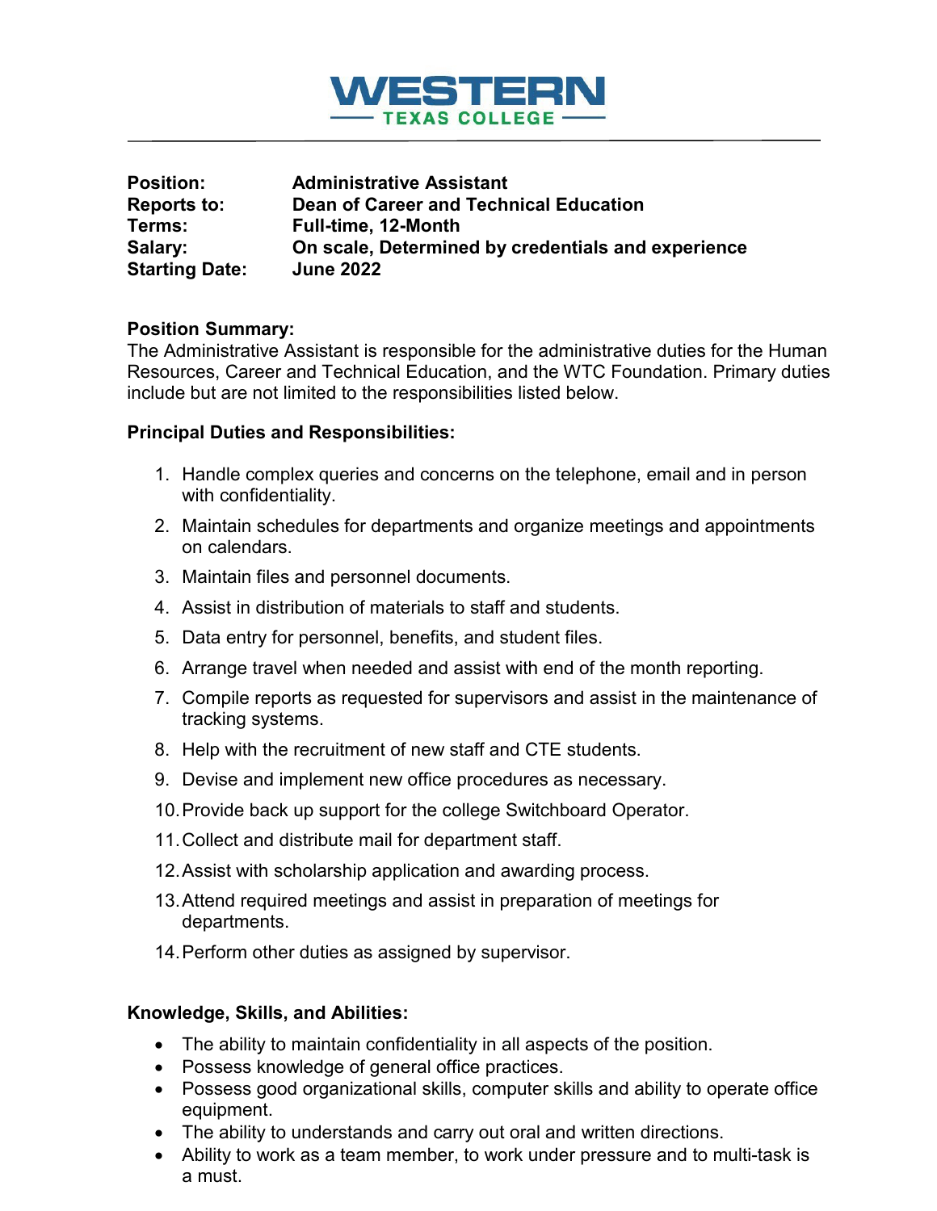# WESTERN TEXAS COLLEGE

**Position:** Administrative Assistant
**Reports to:** Dean of Career and Technical Education
**Terms:** Full-time, 12-Month
**Salary:** On scale, Determined by credentials and experience
**Starting Date:** June 2022

**Position Summary:**
The Administrative Assistant is responsible for the administrative duties for the Human Resources, Career and Technical Education, and the WTC Foundation. Primary duties include but are not limited to the responsibilities listed below.

**Principal Duties and Responsibilities:**

1. Handle complex queries and concerns on the telephone, email and in person with confidentiality.
2. Maintain schedules for departments and organize meetings and appointments on calendars.
3. Maintain files and personnel documents.
4. Assist in distribution of materials to staff and students.
5. Data entry for personnel, benefits, and student files.
6. Arrange travel when needed and assist with end of the month reporting.
7. Compile reports as requested for supervisors and assist in the maintenance of tracking systems.
8. Help with the recruitment of new staff and CTE students.
9. Devise and implement new office procedures as necessary.
10. Provide back up support for the college Switchboard Operator.
11. Collect and distribute mail for department staff.
12. Assist with scholarship application and awarding process.
13. Attend required meetings and assist in preparation of meetings for departments.
14. Perform other duties as assigned by supervisor.

**Knowledge, Skills, and Abilities:**

- The ability to maintain confidentiality in all aspects of the position.
- Possess knowledge of general office practices.
- Possess good organizational skills, computer skills and ability to operate office equipment.
- The ability to understands and carry out oral and written directions.
- Ability to work as a team member, to work under pressure and to multi-task is a must.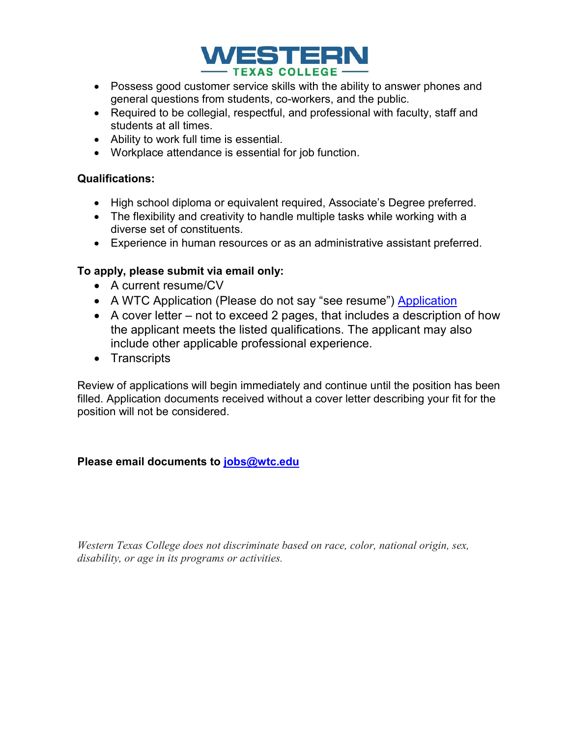- Possess good customer service skills with the ability to answer phones and general questions from students, co-workers, and the public.
- Required to be collegial, respectful, and professional with faculty, staff and students at all times.
- Ability to work full time is essential.
- Workplace attendance is essential for job function.

**Qualifications:**

- High school diploma or equivalent required, Associate's Degree preferred.
- The flexibility and creativity to handle multiple tasks while working with a diverse set of constituents.
- Experience in human resources or as an administrative assistant preferred.

**To apply, please submit via email only:**

- A current resume/CV
- A WTC Application (Please do not say "see resume") Application
- A cover letter – not to exceed 2 pages, that includes a description of how the applicant meets the listed qualifications. The applicant may also include other applicable professional experience.
- Transcripts

Review of applications will begin immediately and continue until the position has been filled. Application documents received without a cover letter describing your fit for the position will not be considered.

**Please email documents to jobs@wtc.edu**

*Western Texas College does not discriminate based on race, color, national origin, sex, disability, or age in its programs or activities.*